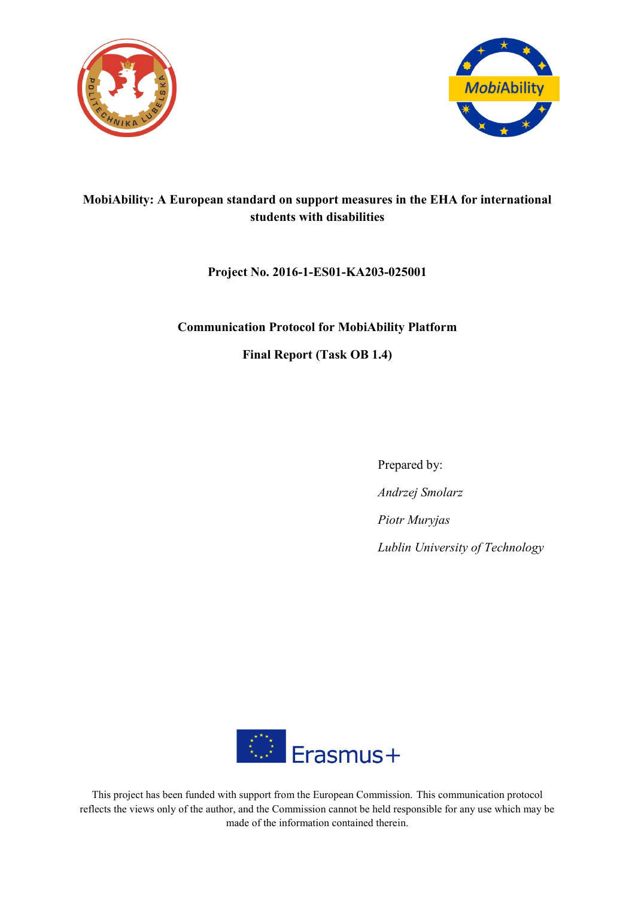**MobiAbility: A European standard on support measures in the EHA for international students with disabilities**

**Project No. 2016-1-ES01-KA203-025001**

**Communication Protocol for MobiAbility Platform**

**Final Report (Task OB 1.4)**

Prepared by:

*Andrzej Smolarz*

*Piotr Muryjas*

*Lublin University of Technology*

Erasmus+

This project has been funded with support from the European Commission. This communication protocol reflects the views only of the author, and the Commission cannot be held responsible for any use which may be made of the information contained therein.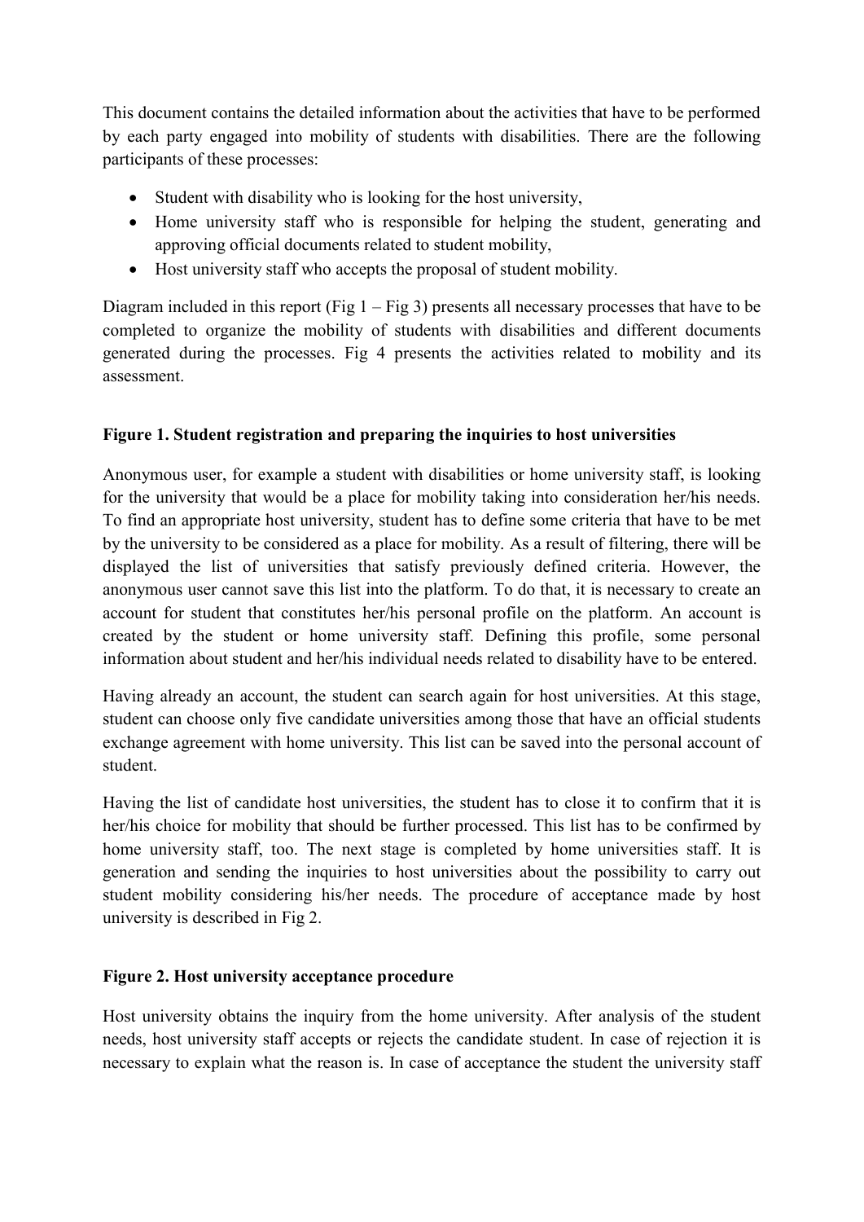This document contains the detailed information about the activities that have to be performed by each party engaged into mobility of students with disabilities. There are the following participants of these processes:

- Student with disability who is looking for the host university,
- Home university staff who is responsible for helping the student, generating and approving official documents related to student mobility,
- Host university staff who accepts the proposal of student mobility.

Diagram included in this report (Fig 1 – Fig 3) presents all necessary processes that have to be completed to organize the mobility of students with disabilities and different documents generated during the processes. Fig 4 presents the activities related to mobility and its assessment.

**Figure 1. Student registration and preparing the inquiries to host universities**

Anonymous user, for example a student with disabilities or home university staff, is looking for the university that would be a place for mobility taking into consideration her/his needs. To find an appropriate host university, student has to define some criteria that have to be met by the university to be considered as a place for mobility. As a result of filtering, there will be displayed the list of universities that satisfy previously defined criteria. However, the anonymous user cannot save this list into the platform. To do that, it is necessary to create an account for student that constitutes her/his personal profile on the platform. An account is created by the student or home university staff. Defining this profile, some personal information about student and her/his individual needs related to disability have to be entered.

Having already an account, the student can search again for host universities. At this stage, student can choose only five candidate universities among those that have an official students exchange agreement with home university. This list can be saved into the personal account of student.

Having the list of candidate host universities, the student has to close it to confirm that it is her/his choice for mobility that should be further processed. This list has to be confirmed by home university staff, too. The next stage is completed by home universities staff. It is generation and sending the inquiries to host universities about the possibility to carry out student mobility considering his/her needs. The procedure of acceptance made by host university is described in Fig 2.

**Figure 2. Host university acceptance procedure**

Host university obtains the inquiry from the home university. After analysis of the student needs, host university staff accepts or rejects the candidate student. In case of rejection it is necessary to explain what the reason is. In case of acceptance the student the university staff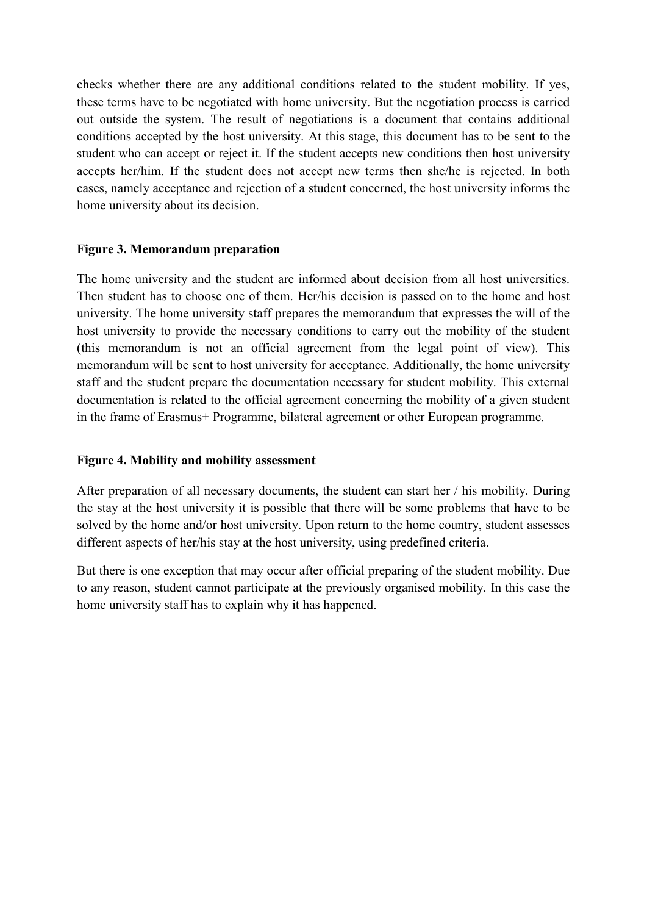checks whether there are any additional conditions related to the student mobility. If yes, these terms have to be negotiated with home university. But the negotiation process is carried out outside the system. The result of negotiations is a document that contains additional conditions accepted by the host university. At this stage, this document has to be sent to the student who can accept or reject it. If the student accepts new conditions then host university accepts her/him. If the student does not accept new terms then she/he is rejected. In both cases, namely acceptance and rejection of a student concerned, the host university informs the home university about its decision.

**Figure 3. Memorandum preparation**

The home university and the student are informed about decision from all host universities. Then student has to choose one of them. Her/his decision is passed on to the home and host university. The home university staff prepares the memorandum that expresses the will of the host university to provide the necessary conditions to carry out the mobility of the student (this memorandum is not an official agreement from the legal point of view). This memorandum will be sent to host university for acceptance. Additionally, the home university staff and the student prepare the documentation necessary for student mobility. This external documentation is related to the official agreement concerning the mobility of a given student in the frame of Erasmus+ Programme, bilateral agreement or other European programme.

**Figure 4. Mobility and mobility assessment**

After preparation of all necessary documents, the student can start her / his mobility. During the stay at the host university it is possible that there will be some problems that have to be solved by the home and/or host university. Upon return to the home country, student assesses different aspects of her/his stay at the host university, using predefined criteria.

But there is one exception that may occur after official preparing of the student mobility. Due to any reason, student cannot participate at the previously organised mobility. In this case the home university staff has to explain why it has happened.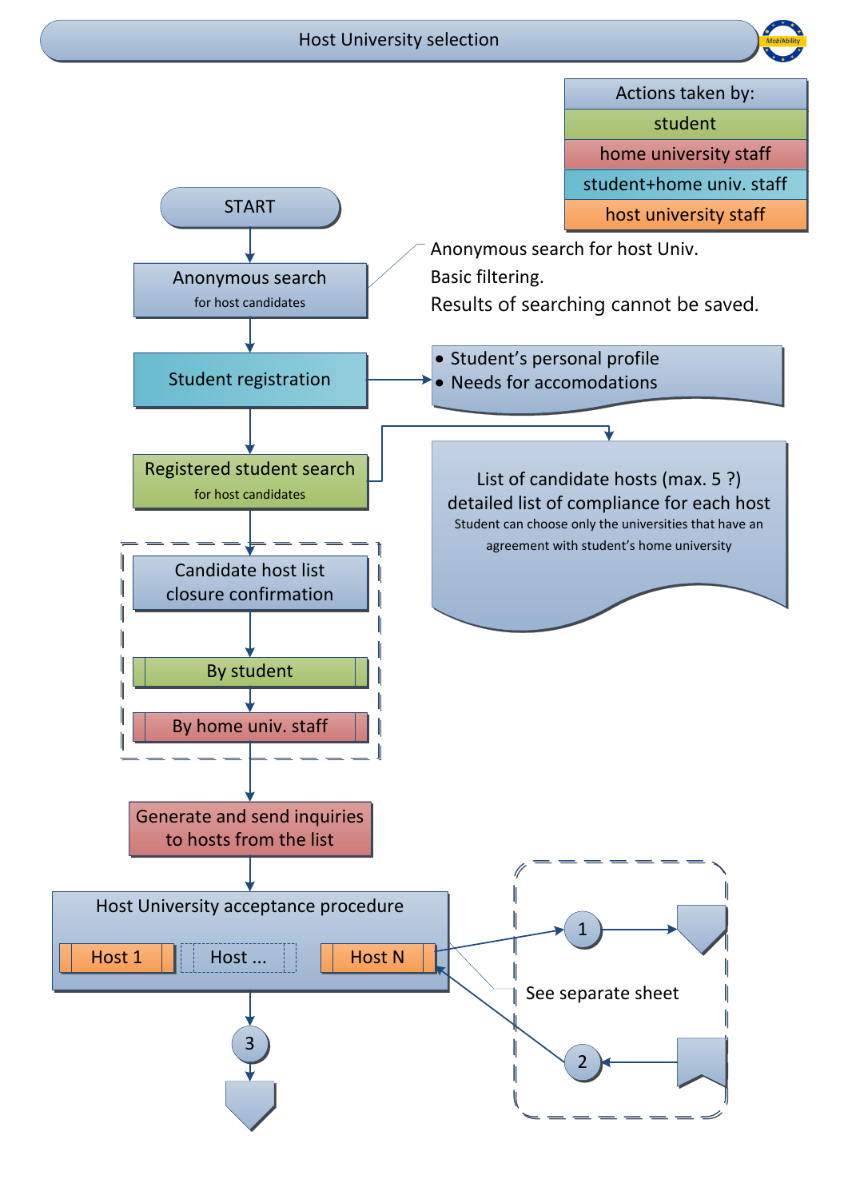# Host University selection

| Actions taken by: |
| --- |
| student |
| home university staff |
| student+home univ. staff |
| host university staff |

START

Anonymous search
for host candidates

Anonymous search for host Univ.
Basic filtering.
Results of searching cannot be saved.

Student registration

- Student's personal profile
- Needs for accomodations

Registered student search
for host candidates

List of candidate hosts (max. 5 ?)
detailed list of compliance for each host
Student can choose only the universities that have an agreement with student's home university

Candidate host list
closure confirmation

By student

By home univ. staff

Generate and send inquiries
to hosts from the list

Host University acceptance procedure

Host 1 | Host ... | Host N

1

2

See separate sheet

3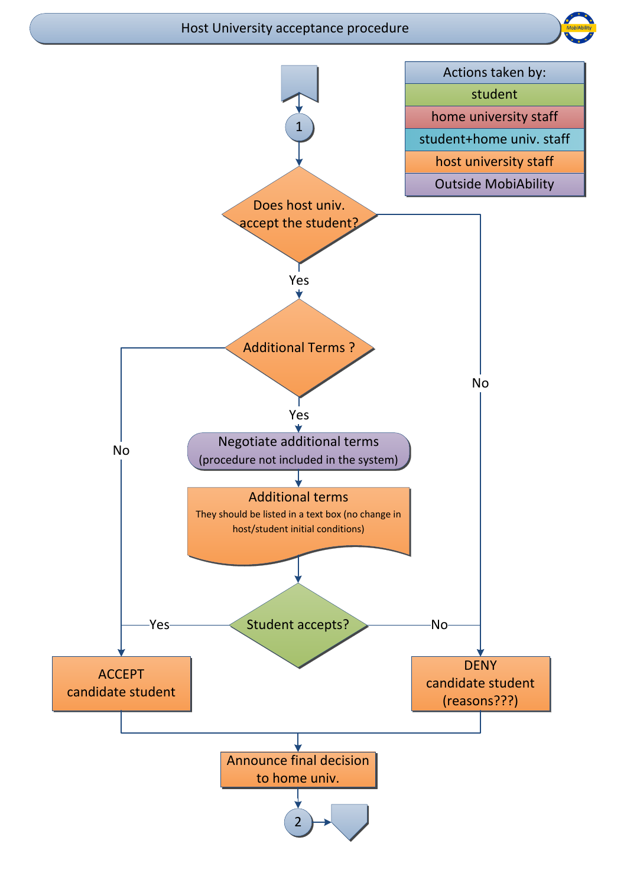# Host University acceptance procedure

| Actions taken by: |
| --- |
| student |
| home university staff |
| student+home univ. staff |
| host university staff |
| Outside MobiAbility |

1

Does host univ. accept the student?

Yes

No

Additional Terms ?

Yes

No

Negotiate additional terms
(procedure not included in the system)

Additional terms
They should be listed in a text box (no change in host/student initial conditions)

Student accepts?

Yes

No

ACCEPT
candidate student

DENY
candidate student
(reasons???)

Announce final decision to home univ.

2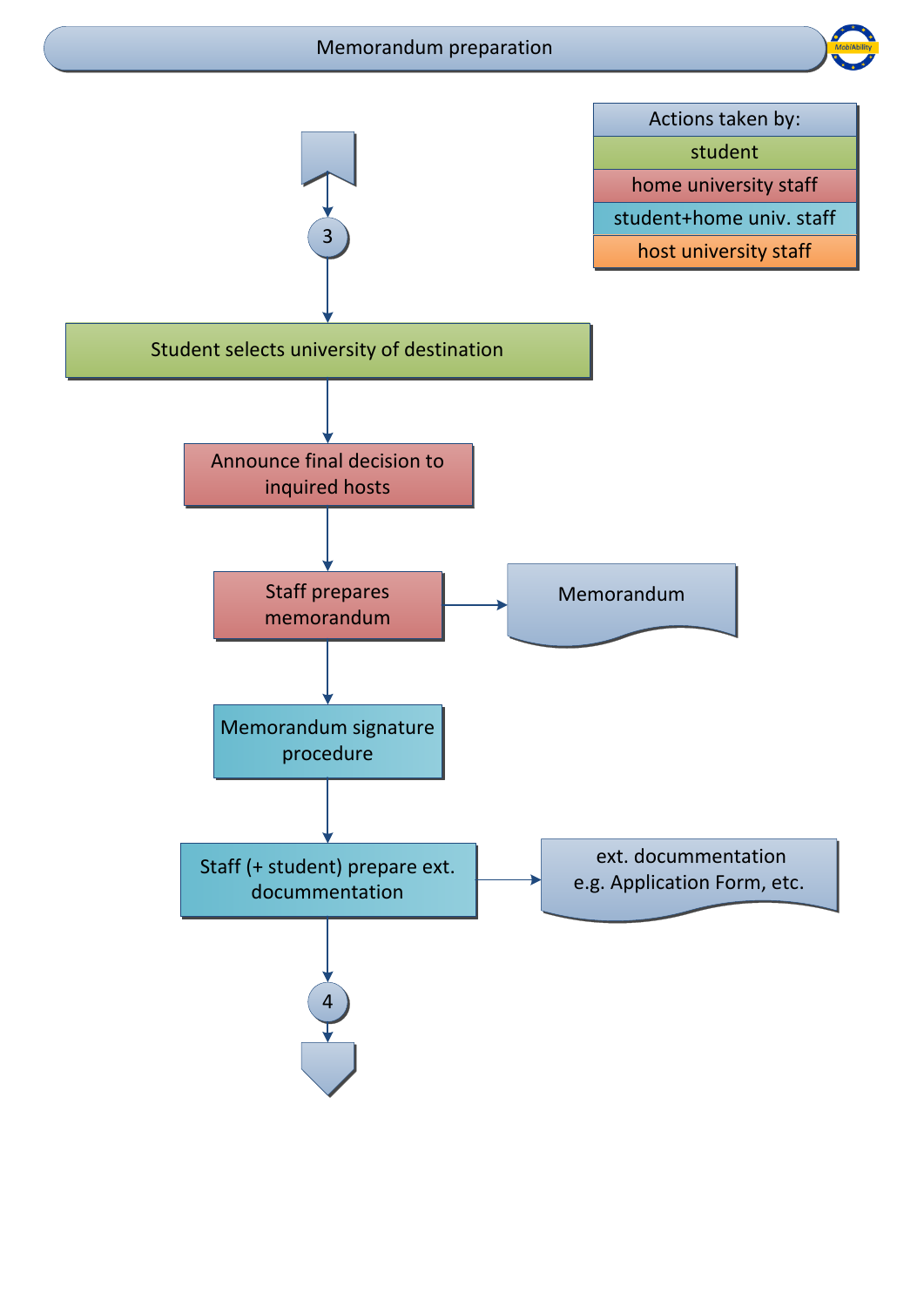# Memorandum preparation

| Actions taken by: |
| --- |
| student |
| home university staff |
| student+home univ. staff |
| host university staff |

3

Student selects university of destination

Announce final decision to inquired hosts

Staff prepares memorandum → Memorandum

Memorandum signature procedure

Staff (+ student) prepare ext. documentation → ext. documentation e.g. Application Form, etc.

4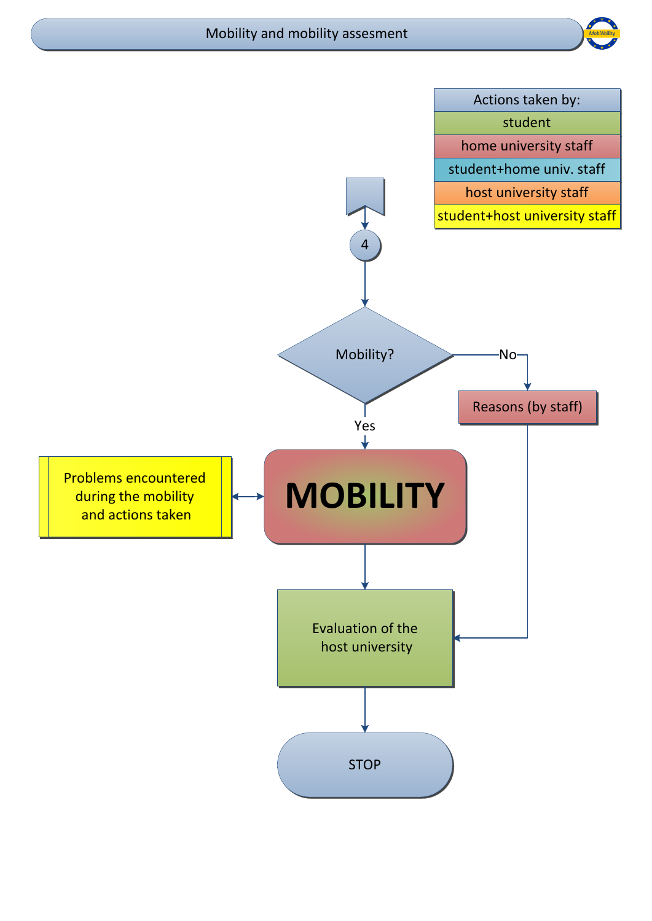# Mobility and mobility assesment

| Actions taken by: |
|---|
| student |
| home university staff |
| student+home univ. staff |
| host university staff |
| student+host university staff |

4

Mobility?

No

Reasons (by staff)

Yes

MOBILITY

Problems encountered during the mobility and actions taken

Evaluation of the host university

STOP